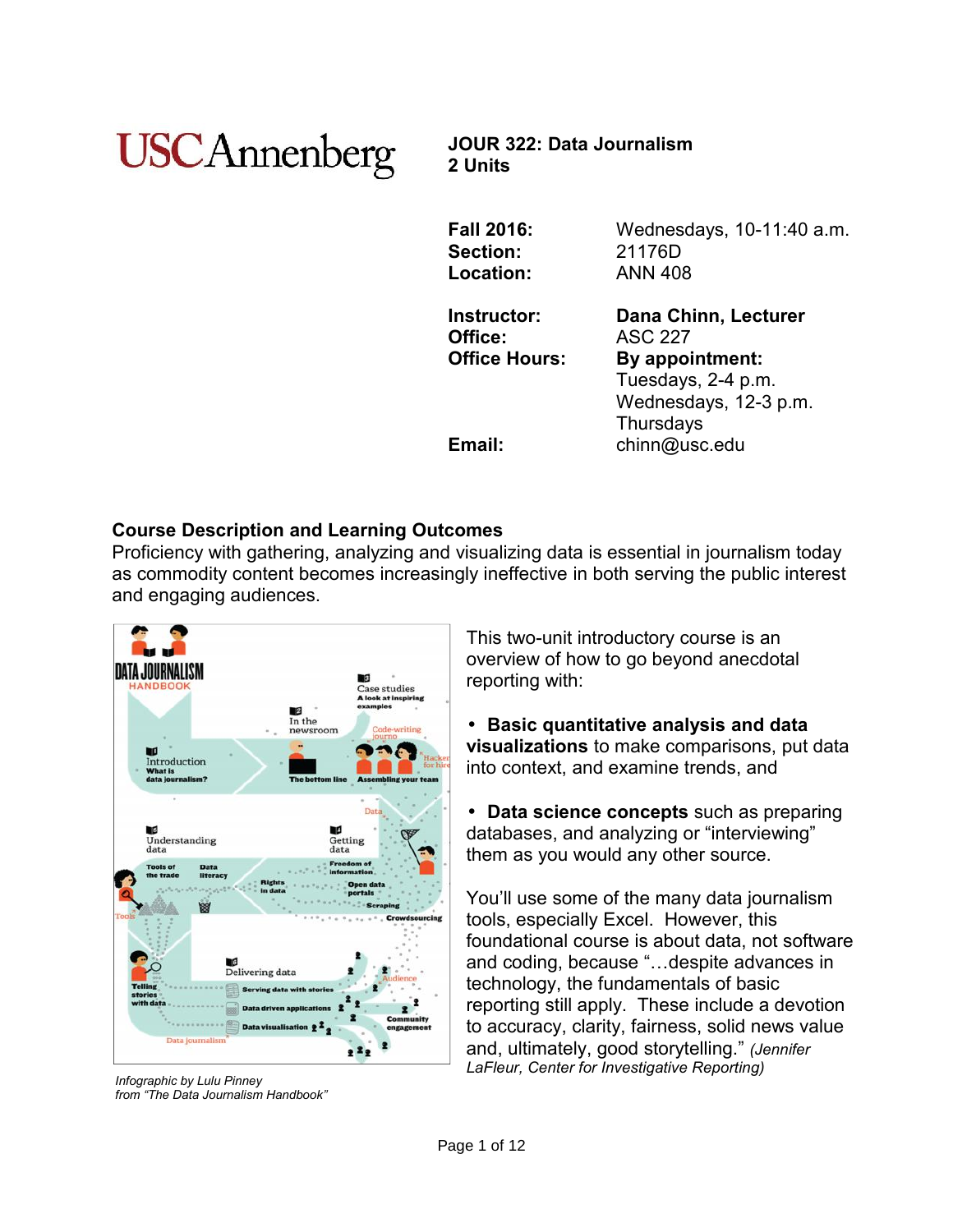USC Annenberg

# JOUR 322: Data Journalism
**2 Units**

| | |
|---|---|
| **Fall 2016:** | Wednesdays, 10-11:40 a.m. |
| **Section:** | 21176D |
| **Location:** | ANN 408 |
| **Instructor:** | **Dana Chinn, Lecturer** |
| **Office:** | ASC 227 |
| **Office Hours:** | **By appointment:** Tuesdays, 2-4 p.m. Wednesdays, 12-3 p.m. Thursdays |
| **Email:** | chinn@usc.edu |

## Course Description and Learning Outcomes

Proficiency with gathering, analyzing and visualizing data is essential in journalism today as commodity content becomes increasingly ineffective in both serving the public interest and engaging audiences.

*Infographic by Lulu Pinney from "The Data Journalism Handbook"*

This two-unit introductory course is an overview of how to go beyond anecdotal reporting with:

- **Basic quantitative analysis and data visualizations** to make comparisons, put data into context, and examine trends, and
- **Data science concepts** such as preparing databases, and analyzing or "interviewing" them as you would any other source.

You'll use some of the many data journalism tools, especially Excel. However, this foundational course is about data, not software and coding, because "…despite advances in technology, the fundamentals of basic reporting still apply. These include a devotion to accuracy, clarity, fairness, solid news value and, ultimately, good storytelling." *(Jennifer LaFleur, Center for Investigative Reporting)*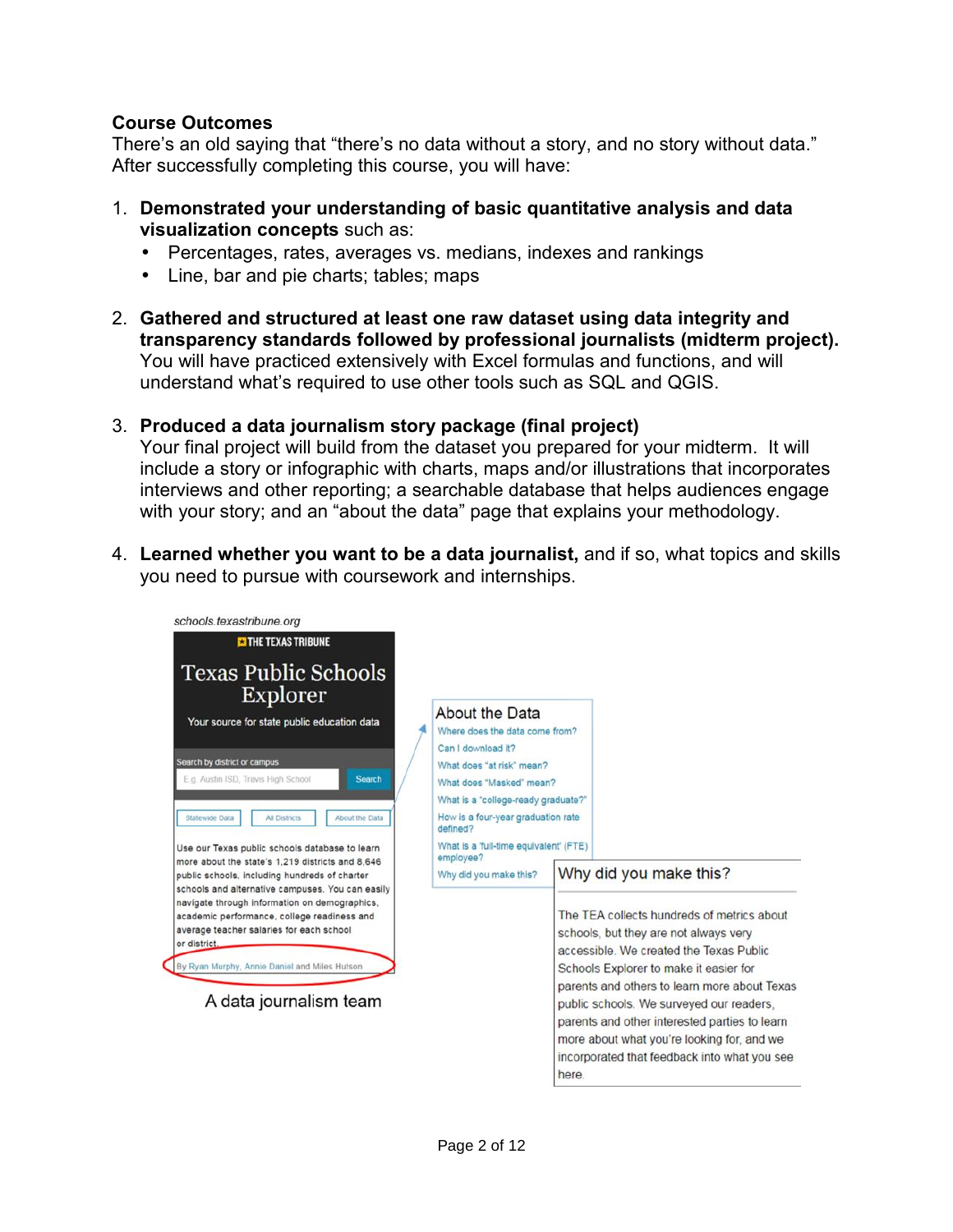## Course Outcomes

There's an old saying that "there's no data without a story, and no story without data." After successfully completing this course, you will have:

1. **Demonstrated your understanding of basic quantitative analysis and data visualization concepts** such as:
   - Percentages, rates, averages vs. medians, indexes and rankings
   - Line, bar and pie charts; tables; maps

2. **Gathered and structured at least one raw dataset using data integrity and transparency standards followed by professional journalists (midterm project).** You will have practiced extensively with Excel formulas and functions, and will understand what's required to use other tools such as SQL and QGIS.

3. **Produced a data journalism story package (final project)**
   Your final project will build from the dataset you prepared for your midterm. It will include a story or infographic with charts, maps and/or illustrations that incorporates interviews and other reporting; a searchable database that helps audiences engage with your story; and an "about the data" page that explains your methodology.

4. **Learned whether you want to be a data journalist,** and if so, what topics and skills you need to pursue with coursework and internships.

schools.texastribune.org

THE TEXAS TRIBUNE

Texas Public Schools Explorer

Your source for state public education data

Search by district or campus

E.g. Austin ISD, Travis High School | Search

Statewide Data | All Districts | About the Data

Use our Texas public schools database to learn more about the state's 1,219 districts and 8,646 public schools, including hundreds of charter schools and alternative campuses. You can easily navigate through information on demographics, academic performance, college readiness and average teacher salaries for each school or district.

By Ryan Murphy, Annie Daniel and Miles Hutson

A data journalism team

About the Data

- Where does the data come from?
- Can I download it?
- What does "at risk" mean?
- What does "Masked" mean?
- What is a "college-ready graduate?"
- How is a four-year graduation rate defined?
- What is a "full-time equivalent" (FTE) employee?
- Why did you make this?

Why did you make this?

The TEA collects hundreds of metrics about schools, but they are not always very accessible. We created the Texas Public Schools Explorer to make it easier for parents and others to learn more about Texas public schools. We surveyed our readers, parents and other interested parties to learn more about what you're looking for, and we incorporated that feedback into what you see here.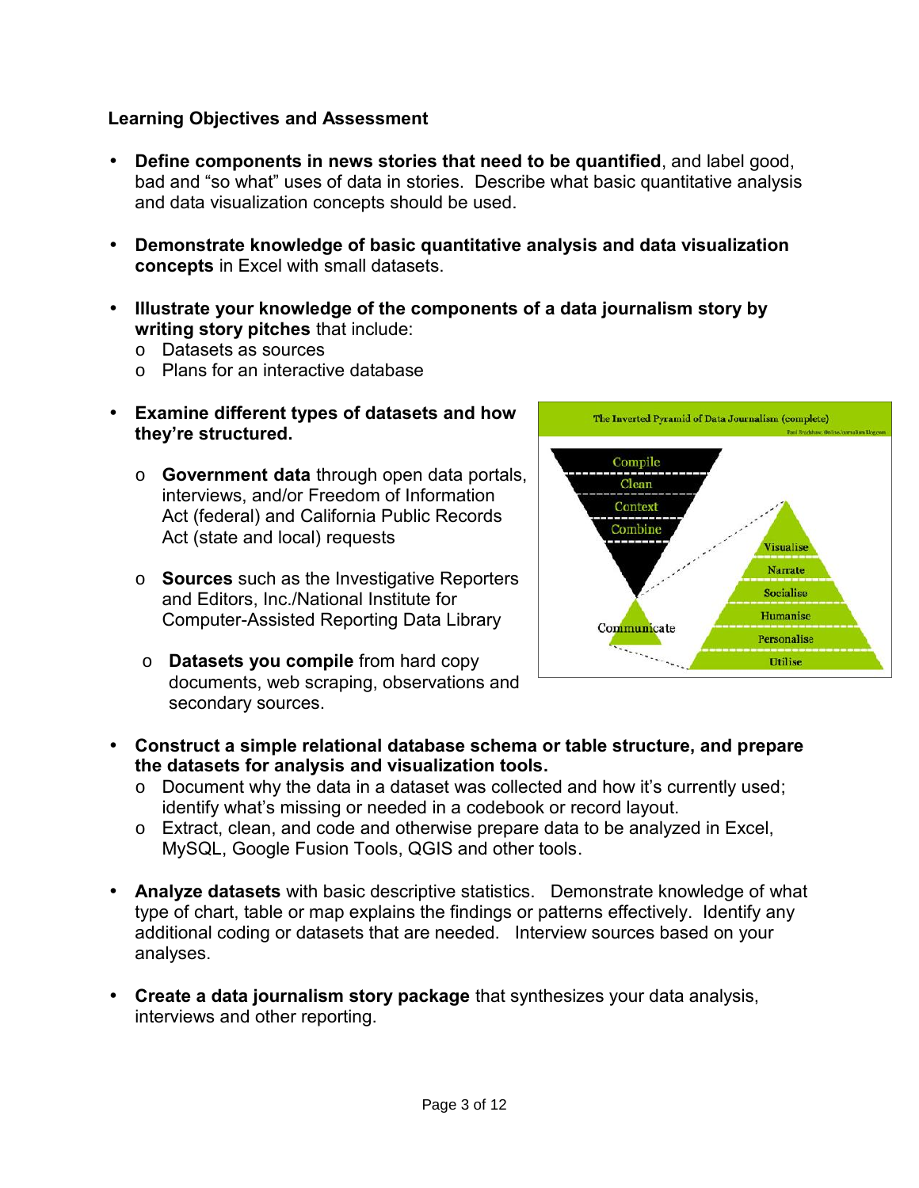### Learning Objectives and Assessment

- **Define components in news stories that need to be quantified**, and label good, bad and "so what" uses of data in stories. Describe what basic quantitative analysis and data visualization concepts should be used.

- **Demonstrate knowledge of basic quantitative analysis and data visualization concepts** in Excel with small datasets.

- **Illustrate your knowledge of the components of a data journalism story by writing story pitches** that include:
  - Datasets as sources
  - Plans for an interactive database

- **Examine different types of datasets and how they're structured.**
  - **Government data** through open data portals, interviews, and/or Freedom of Information Act (federal) and California Public Records Act (state and local) requests
  - **Sources** such as the Investigative Reporters and Editors, Inc./National Institute for Computer-Assisted Reporting Data Library
  - **Datasets you compile** from hard copy documents, web scraping, observations and secondary sources.

- **Construct a simple relational database schema or table structure, and prepare the datasets for analysis and visualization tools.**
  - Document why the data in a dataset was collected and how it's currently used; identify what's missing or needed in a codebook or record layout.
  - Extract, clean, and code and otherwise prepare data to be analyzed in Excel, MySQL, Google Fusion Tools, QGIS and other tools.

- **Analyze datasets** with basic descriptive statistics. Demonstrate knowledge of what type of chart, table or map explains the findings or patterns effectively. Identify any additional coding or datasets that are needed. Interview sources based on your analyses.

- **Create a data journalism story package** that synthesizes your data analysis, interviews and other reporting.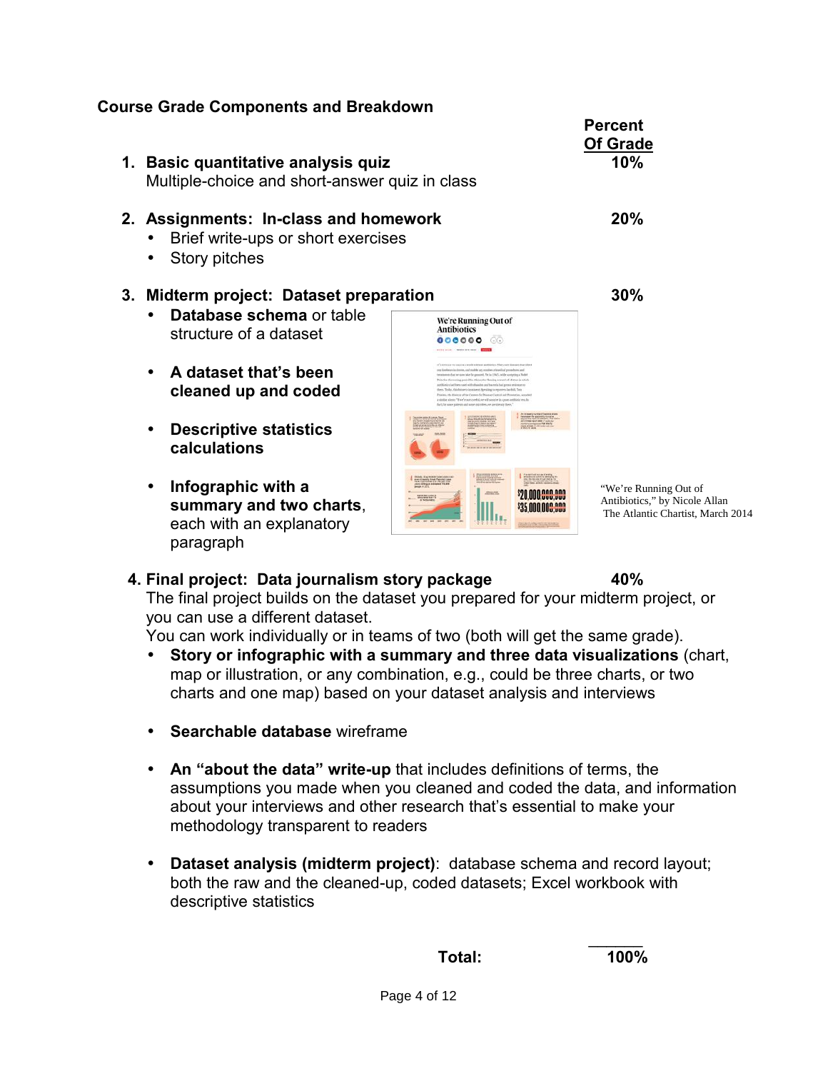**Course Grade Components and Breakdown**

| | Percent Of Grade |
|---|---|
| 1. **Basic quantitative analysis quiz** | 10% |
| 2. **Assignments: In-class and homework** | 20% |
| 3. **Midterm project: Dataset preparation** | 30% |
| 4. **Final project: Data journalism story package** | 40% |
| **Total:** | 100% |

1. **Basic quantitative analysis quiz** — 10%
   Multiple-choice and short-answer quiz in class

2. **Assignments: In-class and homework** — 20%
   - Brief write-ups or short exercises
   - Story pitches

3. **Midterm project: Dataset preparation** — 30%
   - **Database schema** or table structure of a dataset
   - **A dataset that's been cleaned up and coded**
   - **Descriptive statistics calculations**
   - **Infographic with a summary and two charts**, each with an explanatory paragraph

"We're Running Out of Antibiotics," by Nicole Allan
The Atlantic Chartist, March 2014

4. **Final project: Data journalism story package** — 40%
   The final project builds on the dataset you prepared for your midterm project, or you can use a different dataset.
   You can work individually or in teams of two (both will get the same grade).
   - **Story or infographic with a summary and three data visualizations** (chart, map or illustration, or any combination, e.g., could be three charts, or two charts and one map) based on your dataset analysis and interviews
   - **Searchable database** wireframe
   - **An "about the data" write-up** that includes definitions of terms, the assumptions you made when you cleaned and coded the data, and information about your interviews and other research that's essential to make your methodology transparent to readers
   - **Dataset analysis (midterm project)**: database schema and record layout; both the raw and the cleaned-up, coded datasets; Excel workbook with descriptive statistics

**Total:** 100%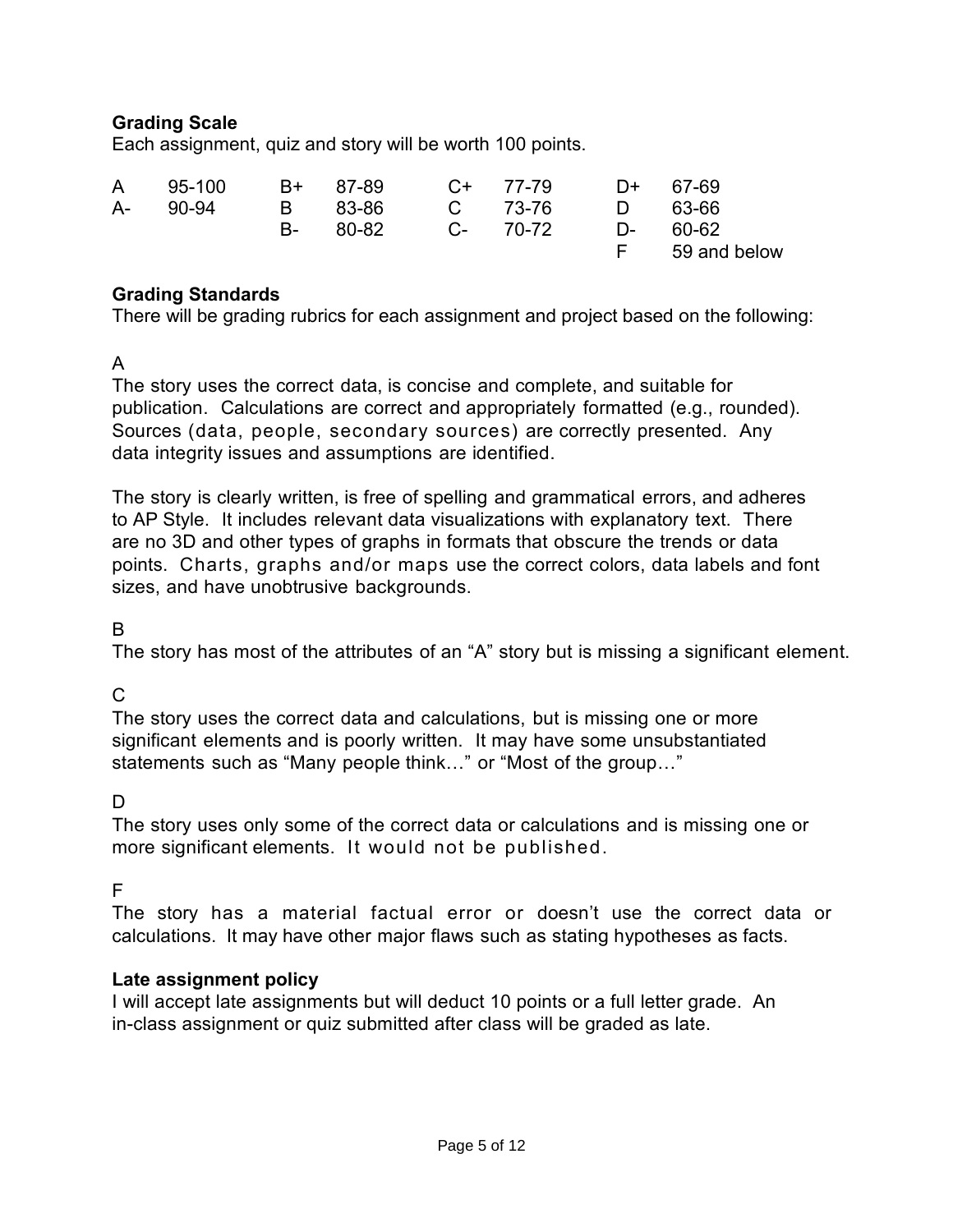## Grading Scale

Each assignment, quiz and story will be worth 100 points.

| | | | | | | | |
|---|---|---|---|---|---|---|---|
| A | 95-100 | B+ | 87-89 | C+ | 77-79 | D+ | 67-69 |
| A- | 90-94 | B | 83-86 | C | 73-76 | D | 63-66 |
| | | B- | 80-82 | C- | 70-72 | D- | 60-62 |
| | | | | | | F | 59 and below |

## Grading Standards

There will be grading rubrics for each assignment and project based on the following:

A

The story uses the correct data, is concise and complete, and suitable for publication. Calculations are correct and appropriately formatted (e.g., rounded). Sources (data, people, secondary sources) are correctly presented. Any data integrity issues and assumptions are identified.

The story is clearly written, is free of spelling and grammatical errors, and adheres to AP Style. It includes relevant data visualizations with explanatory text. There are no 3D and other types of graphs in formats that obscure the trends or data points. Charts, graphs and/or maps use the correct colors, data labels and font sizes, and have unobtrusive backgrounds.

B

The story has most of the attributes of an "A" story but is missing a significant element.

C

The story uses the correct data and calculations, but is missing one or more significant elements and is poorly written. It may have some unsubstantiated statements such as "Many people think…" or "Most of the group…"

D

The story uses only some of the correct data or calculations and is missing one or more significant elements. It would not be published.

F

The story has a material factual error or doesn't use the correct data or calculations. It may have other major flaws such as stating hypotheses as facts.

## Late assignment policy

I will accept late assignments but will deduct 10 points or a full letter grade. An in-class assignment or quiz submitted after class will be graded as late.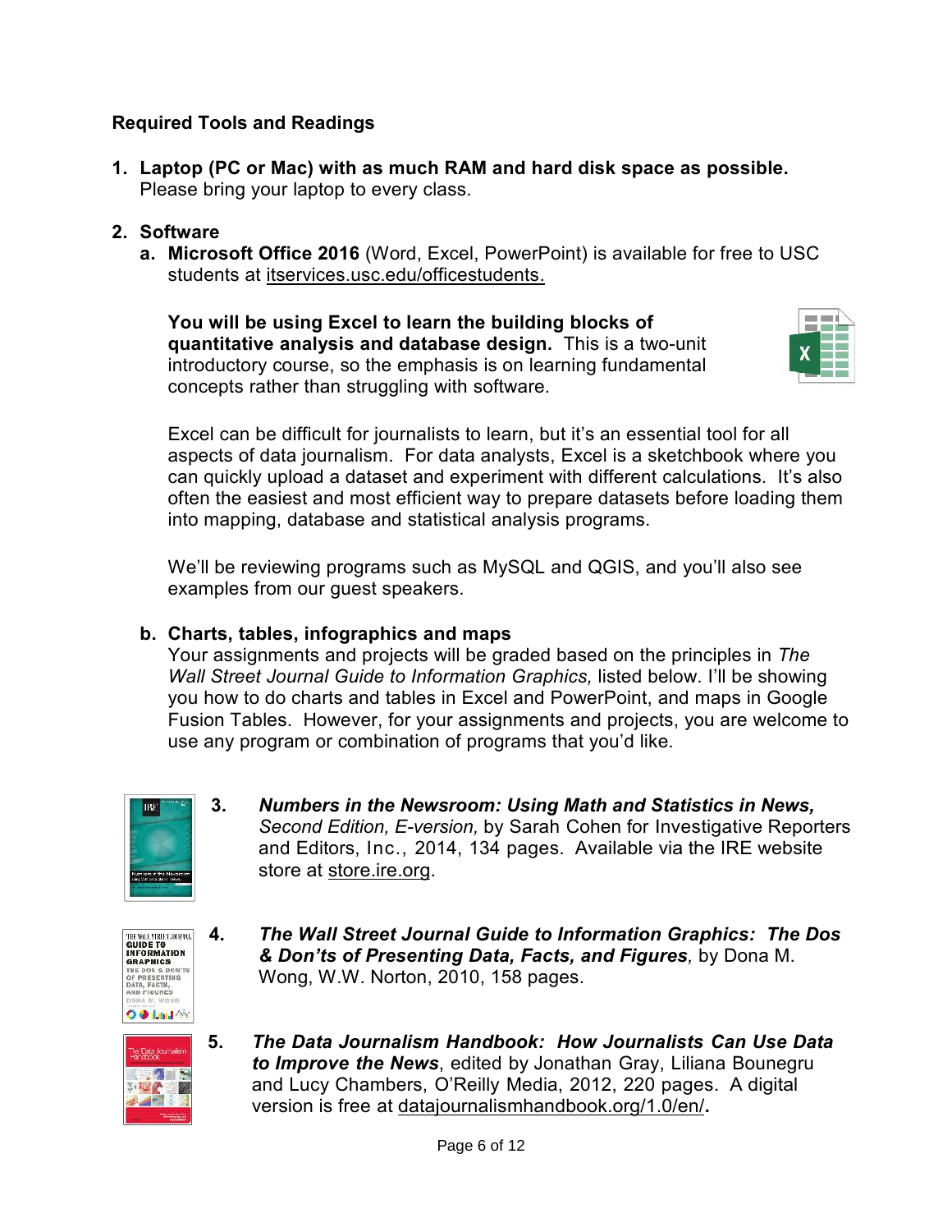**Required Tools and Readings**

1. **Laptop (PC or Mac) with as much RAM and hard disk space as possible.** Please bring your laptop to every class.

2. **Software**

   a. **Microsoft Office 2016** (Word, Excel, PowerPoint) is available for free to USC students at itservices.usc.edu/officestudents.

      **You will be using Excel to learn the building blocks of quantitative analysis and database design.** This is a two-unit introductory course, so the emphasis is on learning fundamental concepts rather than struggling with software.

      Excel can be difficult for journalists to learn, but it's an essential tool for all aspects of data journalism. For data analysts, Excel is a sketchbook where you can quickly upload a dataset and experiment with different calculations. It's also often the easiest and most efficient way to prepare datasets before loading them into mapping, database and statistical analysis programs.

      We'll be reviewing programs such as MySQL and QGIS, and you'll also see examples from our guest speakers.

   b. **Charts, tables, infographics and maps**
      Your assignments and projects will be graded based on the principles in *The Wall Street Journal Guide to Information Graphics,* listed below. I'll be showing you how to do charts and tables in Excel and PowerPoint, and maps in Google Fusion Tables. However, for your assignments and projects, you are welcome to use any program or combination of programs that you'd like.

3. ***Numbers in the Newsroom: Using Math and Statistics in News,*** *Second Edition, E-version,* by Sarah Cohen for Investigative Reporters and Editors, Inc., 2014, 134 pages. Available via the IRE website store at store.ire.org.

4. ***The Wall Street Journal Guide to Information Graphics: The Dos & Don'ts of Presenting Data, Facts, and Figures****,* by Dona M. Wong, W.W. Norton, 2010, 158 pages.

5. ***The Data Journalism Handbook: How Journalists Can Use Data to Improve the News***, edited by Jonathan Gray, Liliana Bounegru and Lucy Chambers, O'Reilly Media, 2012, 220 pages. A digital version is free at datajournalismhandbook.org/1.0/en/**.**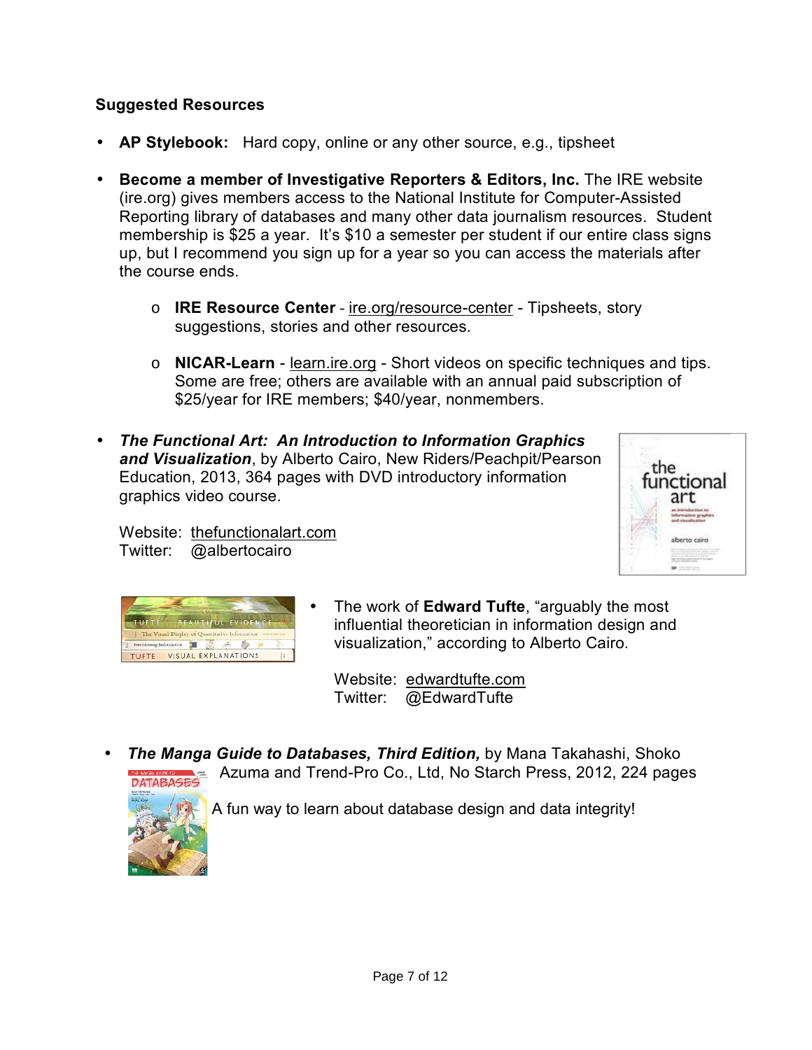**Suggested Resources**

- **AP Stylebook:** Hard copy, online or any other source, e.g., tipsheet

- **Become a member of Investigative Reporters & Editors, Inc.** The IRE website (ire.org) gives members access to the National Institute for Computer-Assisted Reporting library of databases and many other data journalism resources. Student membership is $25 a year. It's $10 a semester per student if our entire class signs up, but I recommend you sign up for a year so you can access the materials after the course ends.

    - **IRE Resource Center** - ire.org/resource-center - Tipsheets, story suggestions, stories and other resources.

    - **NICAR-Learn** - learn.ire.org - Short videos on specific techniques and tips. Some are free; others are available with an annual paid subscription of $25/year for IRE members; $40/year, nonmembers.

- ***The Functional Art: An Introduction to Information Graphics and Visualization***, by Alberto Cairo, New Riders/Peachpit/Pearson Education, 2013, 364 pages with DVD introductory information graphics video course.

  Website: thefunctionalart.com
  Twitter: @albertocairo

- The work of **Edward Tufte**, "arguably the most influential theoretician in information design and visualization," according to Alberto Cairo.

  Website: edwardtufte.com
  Twitter: @EdwardTufte

- ***The Manga Guide to Databases, Third Edition,*** by Mana Takahashi, Shoko Azuma and Trend-Pro Co., Ltd, No Starch Press, 2012, 224 pages

  A fun way to learn about database design and data integrity!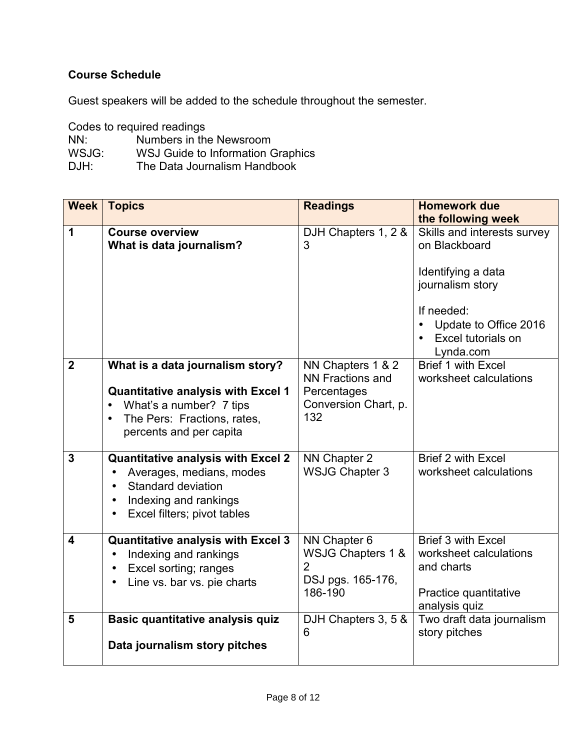**Course Schedule**

Guest speakers will be added to the schedule throughout the semester.

Codes to required readings
NN: Numbers in the Newsroom
WSJG: WSJ Guide to Information Graphics
DJH: The Data Journalism Handbook

| Week | Topics | Readings | Homework due the following week |
|---|---|---|---|
| 1 | **Course overview**<br>**What is data journalism?** | DJH Chapters 1, 2 & 3 | Skills and interests survey on Blackboard<br><br>Identifying a data journalism story<br><br>If needed:<br>• Update to Office 2016<br>• Excel tutorials on Lynda.com |
| 2 | **What is a data journalism story?**<br><br>**Quantitative analysis with Excel 1**<br>• What's a number? 7 tips<br>• The Pers: Fractions, rates, percents and per capita | NN Chapters 1 & 2<br>NN Fractions and Percentages Conversion Chart, p. 132 | Brief 1 with Excel worksheet calculations |
| 3 | **Quantitative analysis with Excel 2**<br>• Averages, medians, modes<br>• Standard deviation<br>• Indexing and rankings<br>• Excel filters; pivot tables | NN Chapter 2<br>WSJG Chapter 3 | Brief 2 with Excel worksheet calculations |
| 4 | **Quantitative analysis with Excel 3**<br>• Indexing and rankings<br>• Excel sorting; ranges<br>• Line vs. bar vs. pie charts | NN Chapter 6<br>WSJG Chapters 1 & 2<br>DSJ pgs. 165-176, 186-190 | Brief 3 with Excel worksheet calculations and charts<br><br>Practice quantitative analysis quiz |
| 5 | **Basic quantitative analysis quiz**<br><br>**Data journalism story pitches** | DJH Chapters 3, 5 & 6 | Two draft data journalism story pitches |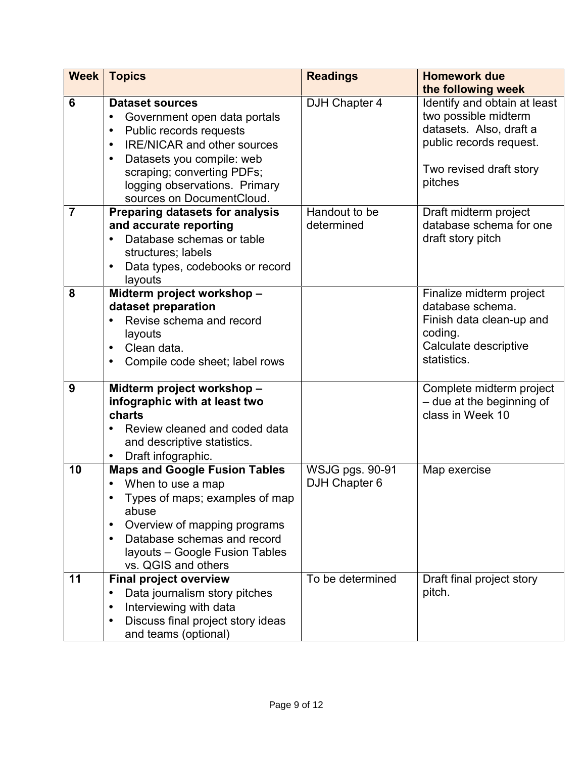| Week | Topics | Readings | Homework due the following week |
|---|---|---|---|
| 6 | **Dataset sources**<br>• Government open data portals<br>• Public records requests<br>• IRE/NICAR and other sources<br>• Datasets you compile: web scraping; converting PDFs; logging observations. Primary sources on DocumentCloud. | DJH Chapter 4 | Identify and obtain at least two possible midterm datasets. Also, draft a public records request.<br><br>Two revised draft story pitches |
| 7 | **Preparing datasets for analysis and accurate reporting**<br>• Database schemas or table structures; labels<br>• Data types, codebooks or record layouts | Handout to be determined | Draft midterm project database schema for one draft story pitch |
| 8 | **Midterm project workshop – dataset preparation**<br>• Revise schema and record layouts<br>• Clean data.<br>• Compile code sheet; label rows | | Finalize midterm project database schema.<br>Finish data clean-up and coding.<br>Calculate descriptive statistics. |
| 9 | **Midterm project workshop – infographic with at least two charts**<br>• Review cleaned and coded data and descriptive statistics.<br>• Draft infographic. | | Complete midterm project – due at the beginning of class in Week 10 |
| 10 | **Maps and Google Fusion Tables**<br>• When to use a map<br>• Types of maps; examples of map abuse<br>• Overview of mapping programs<br>• Database schemas and record layouts – Google Fusion Tables vs. QGIS and others | WSJG pgs. 90-91<br>DJH Chapter 6 | Map exercise |
| 11 | **Final project overview**<br>• Data journalism story pitches<br>• Interviewing with data<br>• Discuss final project story ideas and teams (optional) | To be determined | Draft final project story pitch. |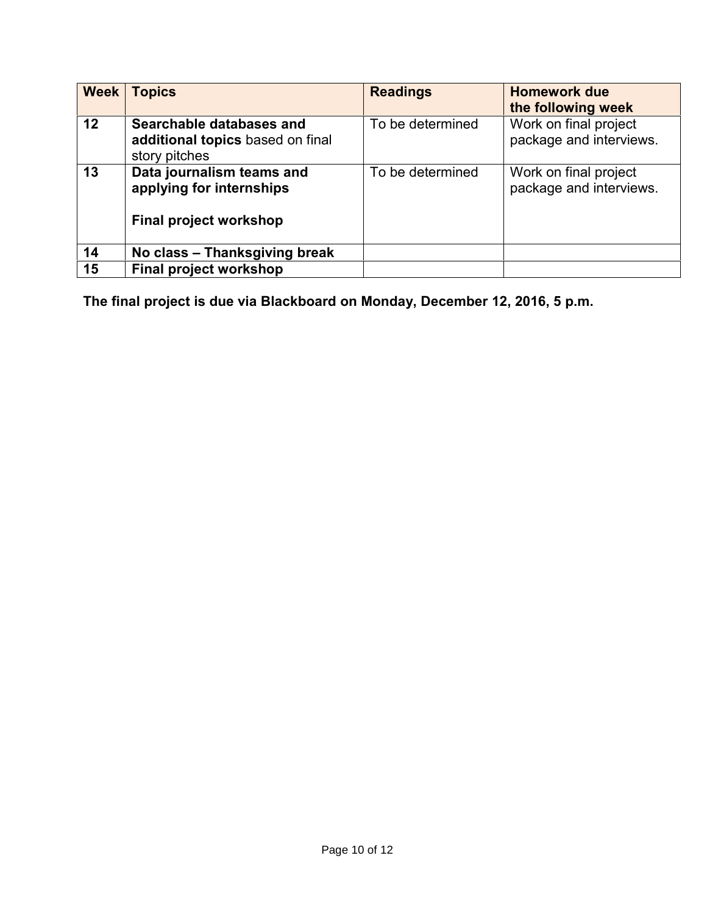| Week | Topics | Readings | Homework due the following week |
|---|---|---|---|
| 12 | **Searchable databases and additional topics** based on final story pitches | To be determined | Work on final project package and interviews. |
| 13 | **Data journalism teams and applying for internships**<br><br>**Final project workshop** | To be determined | Work on final project package and interviews. |
| 14 | **No class – Thanksgiving break** | | |
| 15 | **Final project workshop** | | |

**The final project is due via Blackboard on Monday, December 12, 2016, 5 p.m.**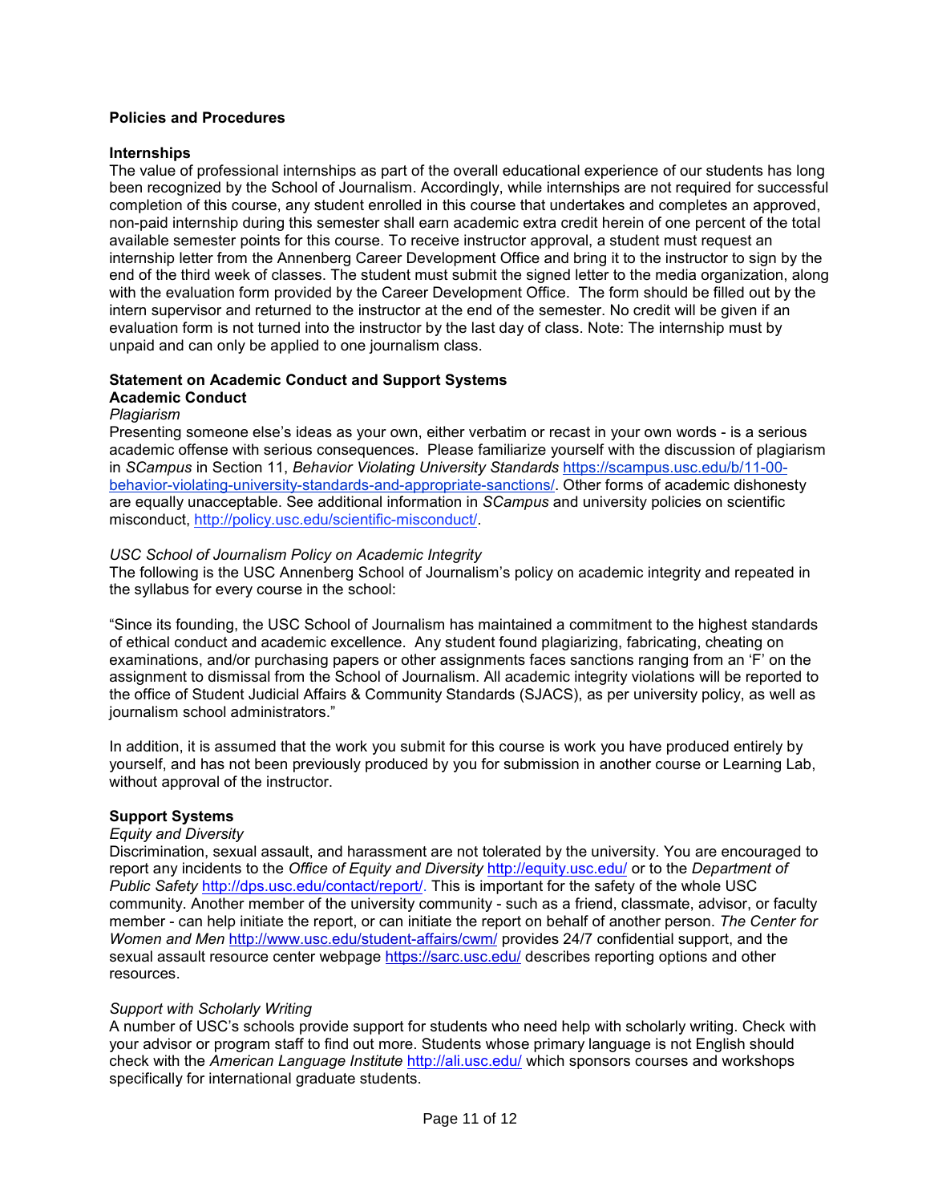**Policies and Procedures**

**Internships**

The value of professional internships as part of the overall educational experience of our students has long been recognized by the School of Journalism. Accordingly, while internships are not required for successful completion of this course, any student enrolled in this course that undertakes and completes an approved, non-paid internship during this semester shall earn academic extra credit herein of one percent of the total available semester points for this course. To receive instructor approval, a student must request an internship letter from the Annenberg Career Development Office and bring it to the instructor to sign by the end of the third week of classes. The student must submit the signed letter to the media organization, along with the evaluation form provided by the Career Development Office. The form should be filled out by the intern supervisor and returned to the instructor at the end of the semester. No credit will be given if an evaluation form is not turned into the instructor by the last day of class. Note: The internship must by unpaid and can only be applied to one journalism class.

**Statement on Academic Conduct and Support Systems**

**Academic Conduct**

*Plagiarism*

Presenting someone else's ideas as your own, either verbatim or recast in your own words - is a serious academic offense with serious consequences. Please familiarize yourself with the discussion of plagiarism in *SCampus* in Section 11, *Behavior Violating University Standards* https://scampus.usc.edu/b/11-00-behavior-violating-university-standards-and-appropriate-sanctions/. Other forms of academic dishonesty are equally unacceptable. See additional information in *SCampus* and university policies on scientific misconduct, http://policy.usc.edu/scientific-misconduct/.

*USC School of Journalism Policy on Academic Integrity*

The following is the USC Annenberg School of Journalism's policy on academic integrity and repeated in the syllabus for every course in the school:

"Since its founding, the USC School of Journalism has maintained a commitment to the highest standards of ethical conduct and academic excellence. Any student found plagiarizing, fabricating, cheating on examinations, and/or purchasing papers or other assignments faces sanctions ranging from an 'F' on the assignment to dismissal from the School of Journalism. All academic integrity violations will be reported to the office of Student Judicial Affairs & Community Standards (SJACS), as per university policy, as well as journalism school administrators."

In addition, it is assumed that the work you submit for this course is work you have produced entirely by yourself, and has not been previously produced by you for submission in another course or Learning Lab, without approval of the instructor.

**Support Systems**

*Equity and Diversity*

Discrimination, sexual assault, and harassment are not tolerated by the university. You are encouraged to report any incidents to the *Office of Equity and Diversity* http://equity.usc.edu/ or to the *Department of Public Safety* http://dps.usc.edu/contact/report/. This is important for the safety of the whole USC community. Another member of the university community - such as a friend, classmate, advisor, or faculty member - can help initiate the report, or can initiate the report on behalf of another person. *The Center for Women and Men* http://www.usc.edu/student-affairs/cwm/ provides 24/7 confidential support, and the sexual assault resource center webpage https://sarc.usc.edu/ describes reporting options and other resources.

*Support with Scholarly Writing*

A number of USC's schools provide support for students who need help with scholarly writing. Check with your advisor or program staff to find out more. Students whose primary language is not English should check with the *American Language Institute* http://ali.usc.edu/ which sponsors courses and workshops specifically for international graduate students.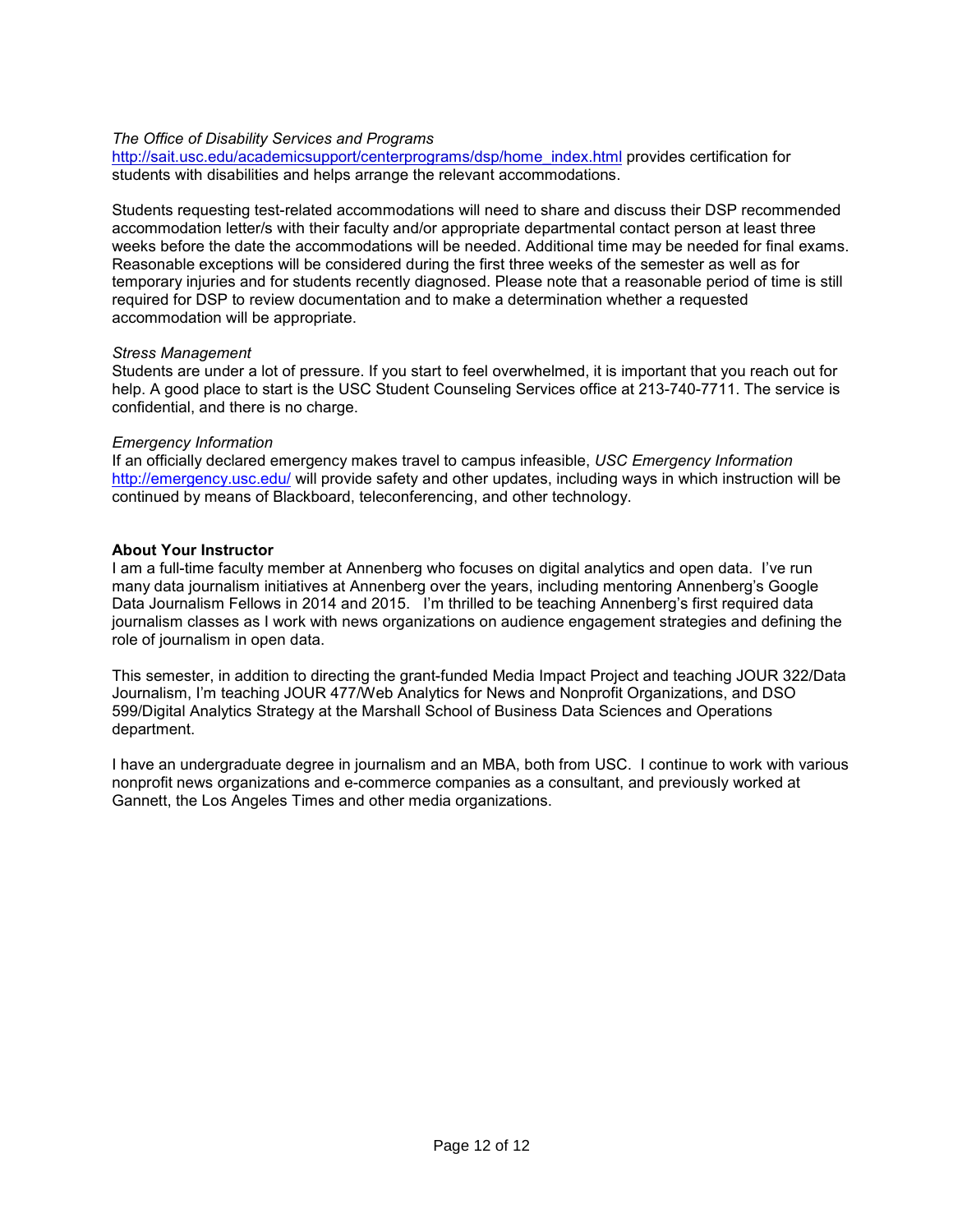*The Office of Disability Services and Programs*
http://sait.usc.edu/academicsupport/centerprograms/dsp/home_index.html provides certification for students with disabilities and helps arrange the relevant accommodations.

Students requesting test-related accommodations will need to share and discuss their DSP recommended accommodation letter/s with their faculty and/or appropriate departmental contact person at least three weeks before the date the accommodations will be needed. Additional time may be needed for final exams. Reasonable exceptions will be considered during the first three weeks of the semester as well as for temporary injuries and for students recently diagnosed. Please note that a reasonable period of time is still required for DSP to review documentation and to make a determination whether a requested accommodation will be appropriate.

*Stress Management*
Students are under a lot of pressure. If you start to feel overwhelmed, it is important that you reach out for help. A good place to start is the USC Student Counseling Services office at 213-740-7711. The service is confidential, and there is no charge.

*Emergency Information*
If an officially declared emergency makes travel to campus infeasible, *USC Emergency Information* http://emergency.usc.edu/ will provide safety and other updates, including ways in which instruction will be continued by means of Blackboard, teleconferencing, and other technology.

**About Your Instructor**
I am a full-time faculty member at Annenberg who focuses on digital analytics and open data. I've run many data journalism initiatives at Annenberg over the years, including mentoring Annenberg's Google Data Journalism Fellows in 2014 and 2015. I'm thrilled to be teaching Annenberg's first required data journalism classes as I work with news organizations on audience engagement strategies and defining the role of journalism in open data.

This semester, in addition to directing the grant-funded Media Impact Project and teaching JOUR 322/Data Journalism, I'm teaching JOUR 477/Web Analytics for News and Nonprofit Organizations, and DSO 599/Digital Analytics Strategy at the Marshall School of Business Data Sciences and Operations department.

I have an undergraduate degree in journalism and an MBA, both from USC. I continue to work with various nonprofit news organizations and e-commerce companies as a consultant, and previously worked at Gannett, the Los Angeles Times and other media organizations.